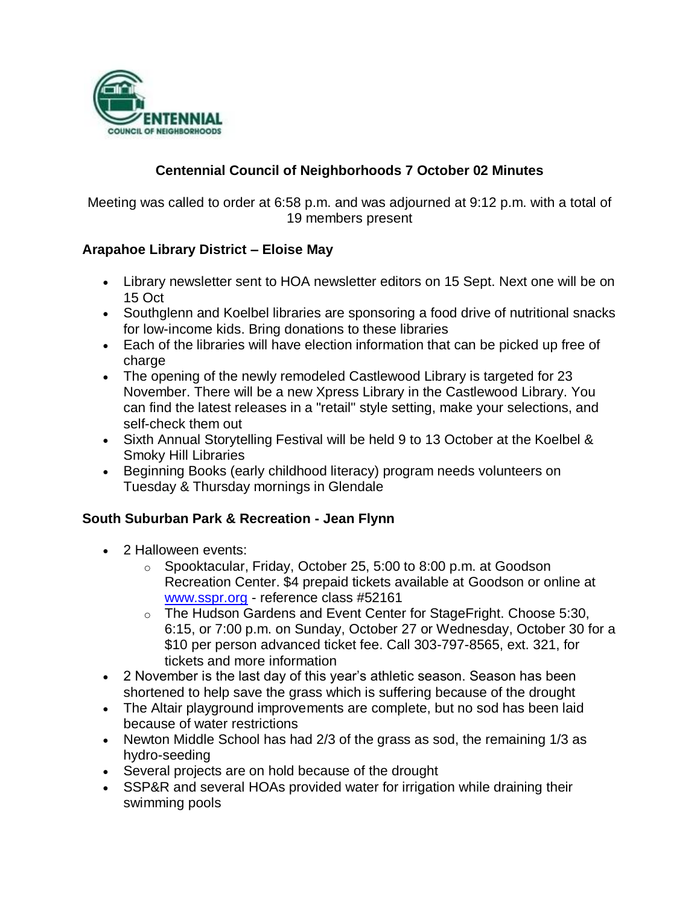# Centennial Council of Neighborhoods 7 October 02 Minutes

Meeting was called to order at 6:58 p.m. and was adjourned at 9:12 p.m. with a total of 19 members present

### Arapahoe Library District – Eloise May

- Library newsletter sent to HOA newsletter editors on 15 Sept. Next one will be on 15 Oct
- Southglenn and Koelbel libraries are sponsoring a food drive of nutritional snacks for low-income kids. Bring donations to these libraries
- Each of the libraries will have election information that can be picked up free of charge
- The opening of the newly remodeled Castlewood Library is targeted for 23 November. There will be a new Xpress Library in the Castlewood Library. You can find the latest releases in a "retail" style setting, make your selections, and self-check them out
- Sixth Annual Storytelling Festival will be held 9 to 13 October at the Koelbel & Smoky Hill Libraries
- Beginning Books (early childhood literacy) program needs volunteers on Tuesday & Thursday mornings in Glendale

### South Suburban Park & Recreation - Jean Flynn

- 2 Halloween events:
  - Spooktacular, Friday, October 25, 5:00 to 8:00 p.m. at Goodson Recreation Center. $4 prepaid tickets available at Goodson or online at [www.sspr.org](http://www.sspr.org) - reference class #52161
  - The Hudson Gardens and Event Center for StageFright. Choose 5:30, 6:15, or 7:00 p.m. on Sunday, October 27 or Wednesday, October 30 for a $10 per person advanced ticket fee. Call 303-797-8565, ext. 321, for tickets and more information
- 2 November is the last day of this year's athletic season. Season has been shortened to help save the grass which is suffering because of the drought
- The Altair playground improvements are complete, but no sod has been laid because of water restrictions
- Newton Middle School has had 2/3 of the grass as sod, the remaining 1/3 as hydro-seeding
- Several projects are on hold because of the drought
- SSP&R and several HOAs provided water for irrigation while draining their swimming pools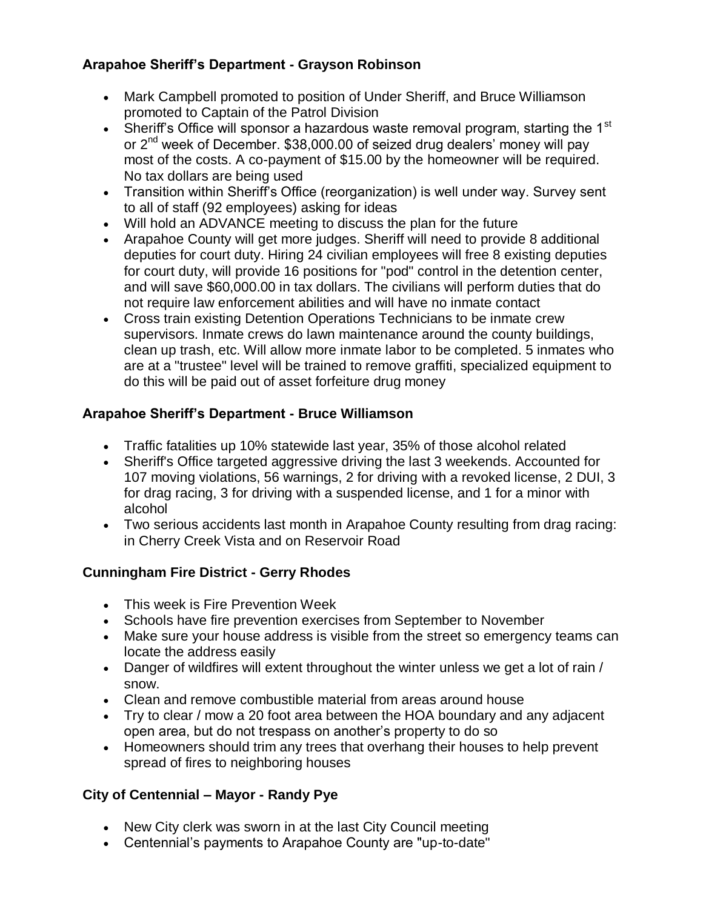**Arapahoe Sheriff's Department - Grayson Robinson**

- Mark Campbell promoted to position of Under Sheriff, and Bruce Williamson promoted to Captain of the Patrol Division
- Sheriff's Office will sponsor a hazardous waste removal program, starting the 1st or 2nd week of December. $38,000.00 of seized drug dealers' money will pay most of the costs. A co-payment of $15.00 by the homeowner will be required. No tax dollars are being used
- Transition within Sheriff's Office (reorganization) is well under way. Survey sent to all of staff (92 employees) asking for ideas
- Will hold an ADVANCE meeting to discuss the plan for the future
- Arapahoe County will get more judges. Sheriff will need to provide 8 additional deputies for court duty. Hiring 24 civilian employees will free 8 existing deputies for court duty, will provide 16 positions for "pod" control in the detention center, and will save $60,000.00 in tax dollars. The civilians will perform duties that do not require law enforcement abilities and will have no inmate contact
- Cross train existing Detention Operations Technicians to be inmate crew supervisors. Inmate crews do lawn maintenance around the county buildings, clean up trash, etc. Will allow more inmate labor to be completed. 5 inmates who are at a "trustee" level will be trained to remove graffiti, specialized equipment to do this will be paid out of asset forfeiture drug money

**Arapahoe Sheriff's Department - Bruce Williamson**

- Traffic fatalities up 10% statewide last year, 35% of those alcohol related
- Sheriff's Office targeted aggressive driving the last 3 weekends. Accounted for 107 moving violations, 56 warnings, 2 for driving with a revoked license, 2 DUI, 3 for drag racing, 3 for driving with a suspended license, and 1 for a minor with alcohol
- Two serious accidents last month in Arapahoe County resulting from drag racing: in Cherry Creek Vista and on Reservoir Road

**Cunningham Fire District - Gerry Rhodes**

- This week is Fire Prevention Week
- Schools have fire prevention exercises from September to November
- Make sure your house address is visible from the street so emergency teams can locate the address easily
- Danger of wildfires will extent throughout the winter unless we get a lot of rain / snow.
- Clean and remove combustible material from areas around house
- Try to clear / mow a 20 foot area between the HOA boundary and any adjacent open area, but do not trespass on another's property to do so
- Homeowners should trim any trees that overhang their houses to help prevent spread of fires to neighboring houses

**City of Centennial – Mayor - Randy Pye**

- New City clerk was sworn in at the last City Council meeting
- Centennial's payments to Arapahoe County are "up-to-date"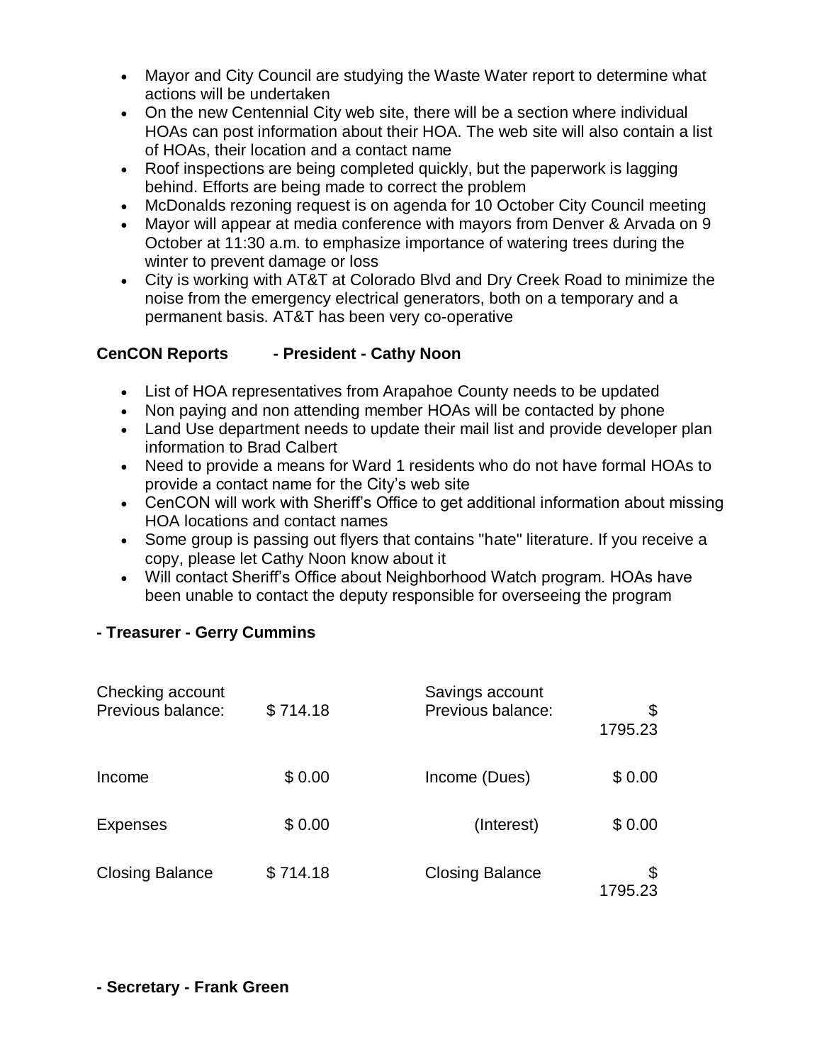- Mayor and City Council are studying the Waste Water report to determine what actions will be undertaken
- On the new Centennial City web site, there will be a section where individual HOAs can post information about their HOA. The web site will also contain a list of HOAs, their location and a contact name
- Roof inspections are being completed quickly, but the paperwork is lagging behind. Efforts are being made to correct the problem
- McDonalds rezoning request is on agenda for 10 October City Council meeting
- Mayor will appear at media conference with mayors from Denver & Arvada on 9 October at 11:30 a.m. to emphasize importance of watering trees during the winter to prevent damage or loss
- City is working with AT&T at Colorado Blvd and Dry Creek Road to minimize the noise from the emergency electrical generators, both on a temporary and a permanent basis. AT&T has been very co-operative

**CenCON Reports - President - Cathy Noon**

- List of HOA representatives from Arapahoe County needs to be updated
- Non paying and non attending member HOAs will be contacted by phone
- Land Use department needs to update their mail list and provide developer plan information to Brad Calbert
- Need to provide a means for Ward 1 residents who do not have formal HOAs to provide a contact name for the City's web site
- CenCON will work with Sheriff's Office to get additional information about missing HOA locations and contact names
- Some group is passing out flyers that contains "hate" literature. If you receive a copy, please let Cathy Noon know about it
- Will contact Sheriff's Office about Neighborhood Watch program. HOAs have been unable to contact the deputy responsible for overseeing the program

**- Treasurer - Gerry Cummins**

| Checking account | | Savings account | |
|---|---|---|---|
| Previous balance: | $ 714.18 | Previous balance: | $ 1795.23 |
| Income | $ 0.00 | Income (Dues) | $ 0.00 |
| Expenses | $ 0.00 | (Interest) | $ 0.00 |
| Closing Balance | $ 714.18 | Closing Balance | $ 1795.23 |

**- Secretary - Frank Green**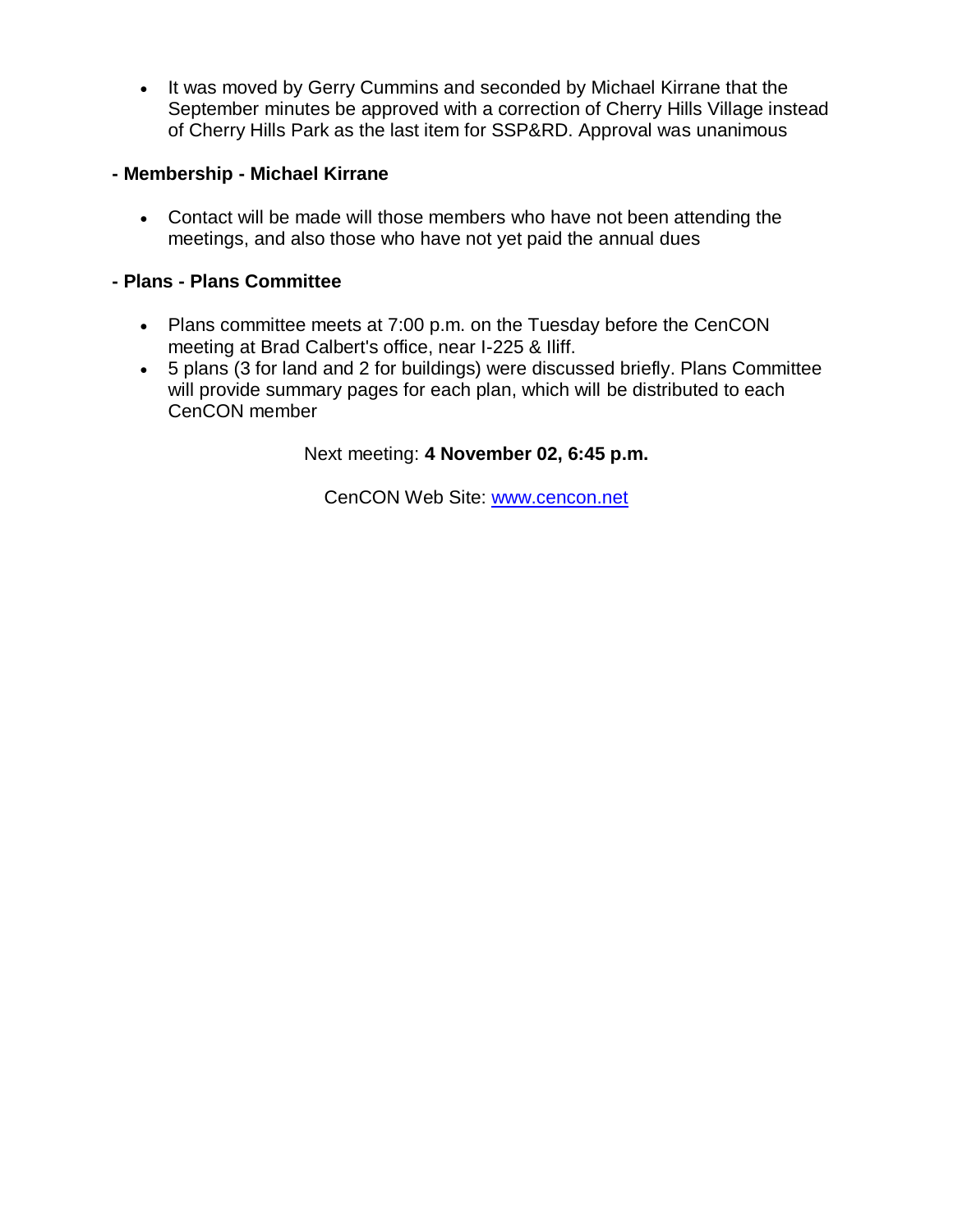- It was moved by Gerry Cummins and seconded by Michael Kirrane that the September minutes be approved with a correction of Cherry Hills Village instead of Cherry Hills Park as the last item for SSP&RD. Approval was unanimous

**- Membership - Michael Kirrane**

- Contact will be made will those members who have not been attending the meetings, and also those who have not yet paid the annual dues

**- Plans - Plans Committee**

- Plans committee meets at 7:00 p.m. on the Tuesday before the CenCON meeting at Brad Calbert's office, near I-225 & Iliff.
- 5 plans (3 for land and 2 for buildings) were discussed briefly. Plans Committee will provide summary pages for each plan, which will be distributed to each CenCON member

Next meeting: **4 November 02, 6:45 p.m.**

CenCON Web Site: [www.cencon.net](http://www.cencon.net)